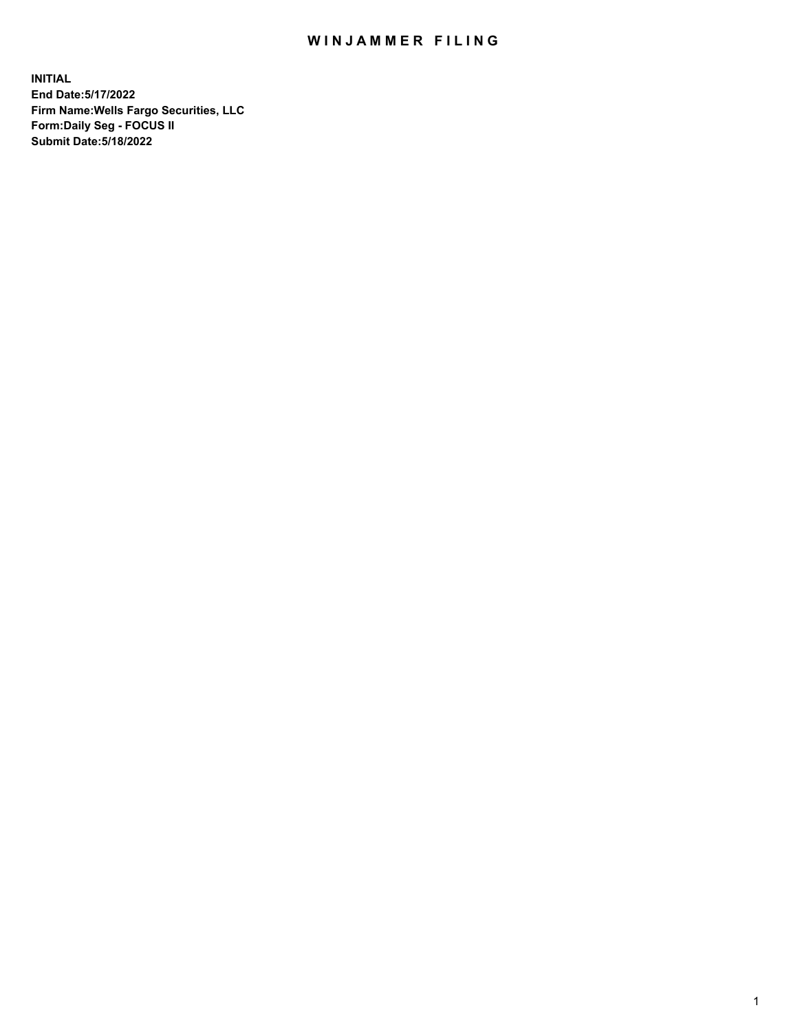# WINJAMMER FILING

**INITIAL**
**End Date:5/17/2022**
**Firm Name:Wells Fargo Securities, LLC**
**Form:Daily Seg - FOCUS II**
**Submit Date:5/18/2022**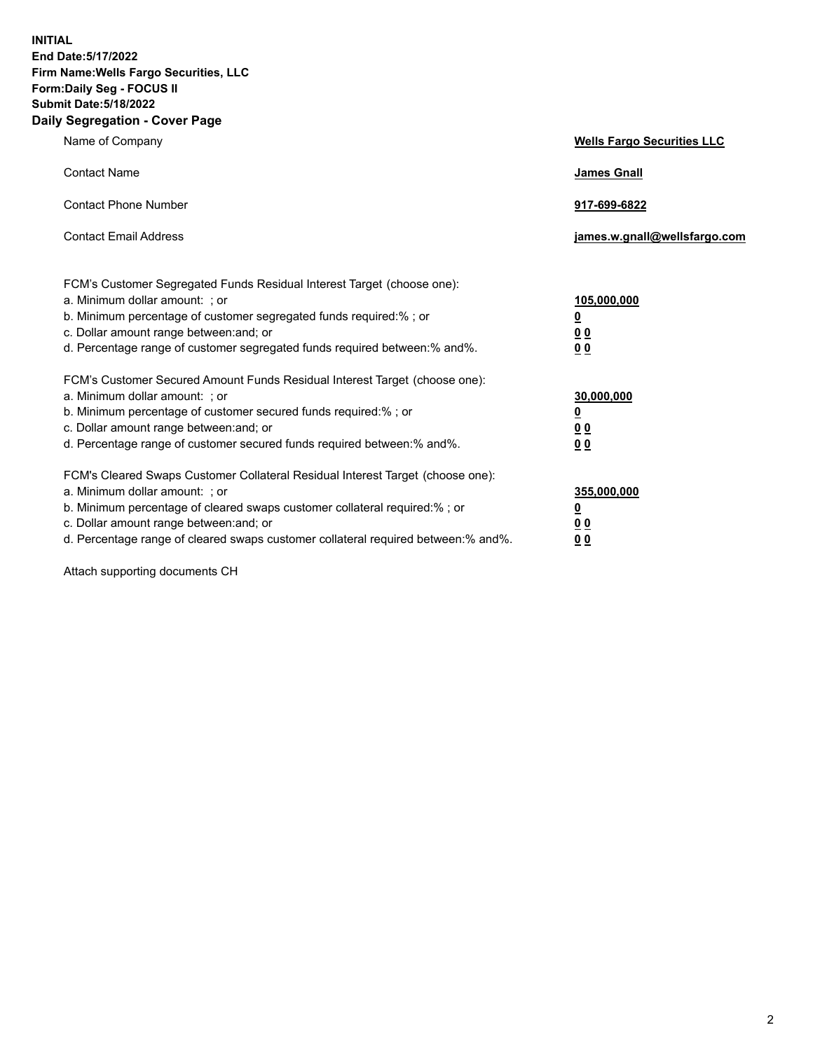**INITIAL**
**End Date:5/17/2022**
**Firm Name:Wells Fargo Securities, LLC**
**Form:Daily Seg - FOCUS II**
**Submit Date:5/18/2022**

## Daily Segregation - Cover Page

| | |
|---|---|
| Name of Company | **Wells Fargo Securities LLC** |
| Contact Name | **James Gnall** |
| Contact Phone Number | **917-699-6822** |
| Contact Email Address | **james.w.gnall@wellsfargo.com** |
| | |
| FCM's Customer Segregated Funds Residual Interest Target (choose one): | |
| a. Minimum dollar amount: ; or | **105,000,000** |
| b. Minimum percentage of customer segregated funds required:% ; or | **0** |
| c. Dollar amount range between:and; or | **0 0** |
| d. Percentage range of customer segregated funds required between:% and%. | **0 0** |
| | |
| FCM's Customer Secured Amount Funds Residual Interest Target (choose one): | |
| a. Minimum dollar amount: ; or | **30,000,000** |
| b. Minimum percentage of customer secured funds required:% ; or | **0** |
| c. Dollar amount range between:and; or | **0 0** |
| d. Percentage range of customer secured funds required between:% and%. | **0 0** |
| | |
| FCM's Cleared Swaps Customer Collateral Residual Interest Target (choose one): | |
| a. Minimum dollar amount: ; or | **355,000,000** |
| b. Minimum percentage of cleared swaps customer collateral required:% ; or | **0** |
| c. Dollar amount range between:and; or | **0 0** |
| d. Percentage range of cleared swaps customer collateral required between:% and%. | **0 0** |

Attach supporting documents CH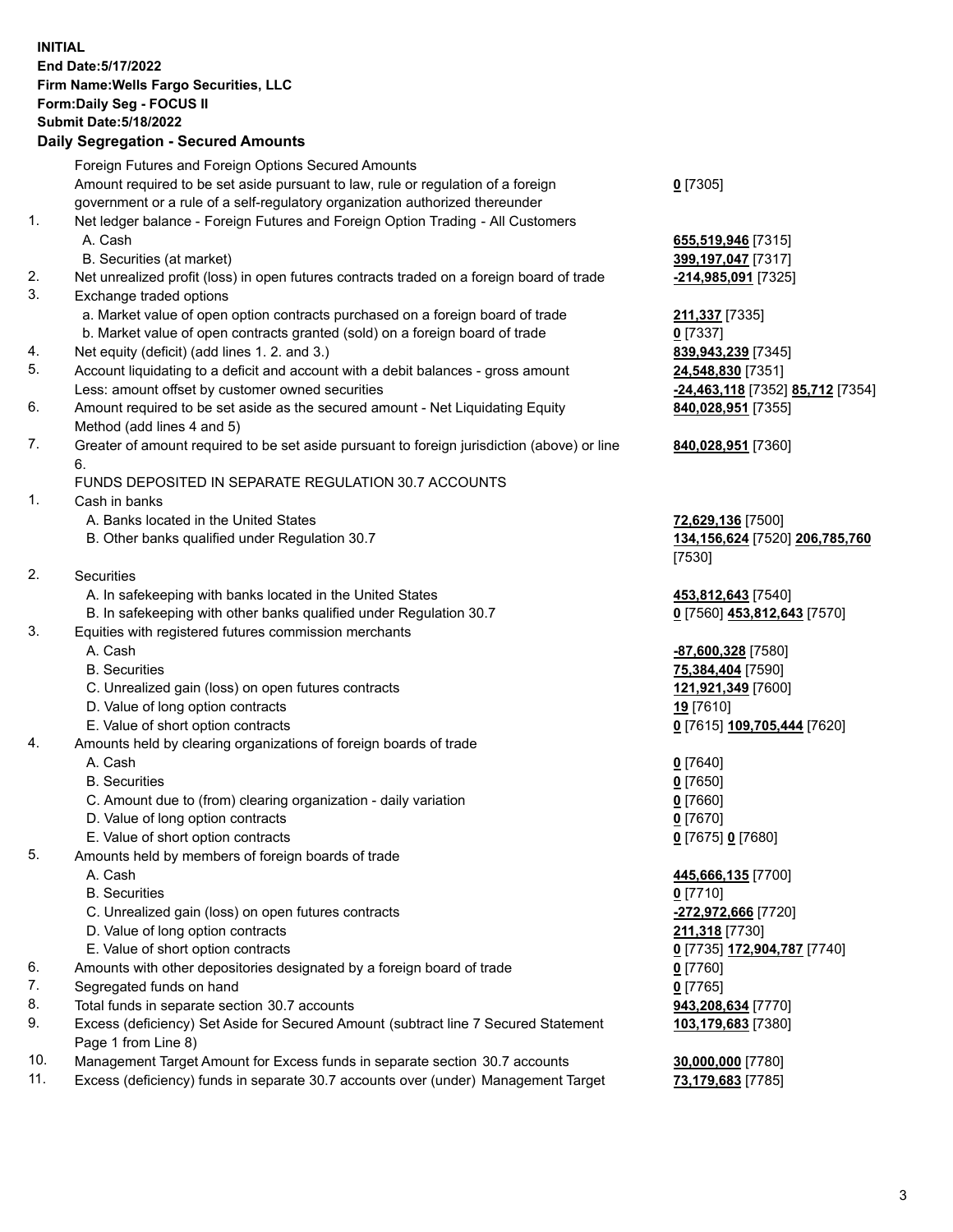**INITIAL**
**End Date:5/17/2022**
**Firm Name:Wells Fargo Securities, LLC**
**Form:Daily Seg - FOCUS II**
**Submit Date:5/18/2022**

## Daily Segregation - Secured Amounts

| | | |
|---|---|---|
| | Foreign Futures and Foreign Options Secured Amounts | |
| | Amount required to be set aside pursuant to law, rule or regulation of a foreign government or a rule of a self-regulatory organization authorized thereunder | **0** [7305] |
| 1. | Net ledger balance - Foreign Futures and Foreign Option Trading - All Customers | |
| | A. Cash | **655,519,946** [7315] |
| | B. Securities (at market) | **399,197,047** [7317] |
| 2. | Net unrealized profit (loss) in open futures contracts traded on a foreign board of trade | **-214,985,091** [7325] |
| 3. | Exchange traded options | |
| | a. Market value of open option contracts purchased on a foreign board of trade | **211,337** [7335] |
| | b. Market value of open contracts granted (sold) on a foreign board of trade | **0** [7337] |
| 4. | Net equity (deficit) (add lines 1. 2. and 3.) | **839,943,239** [7345] |
| 5. | Account liquidating to a deficit and account with a debit balances - gross amount | **24,548,830** [7351] |
| | Less: amount offset by customer owned securities | **-24,463,118** [7352] **85,712** [7354] |
| 6. | Amount required to be set aside as the secured amount - Net Liquidating Equity Method (add lines 4 and 5) | **840,028,951** [7355] |
| 7. | Greater of amount required to be set aside pursuant to foreign jurisdiction (above) or line 6. | **840,028,951** [7360] |
| | FUNDS DEPOSITED IN SEPARATE REGULATION 30.7 ACCOUNTS | |
| 1. | Cash in banks | |
| | A. Banks located in the United States | **72,629,136** [7500] |
| | B. Other banks qualified under Regulation 30.7 | **134,156,624** [7520] **206,785,760** [7530] |
| 2. | Securities | |
| | A. In safekeeping with banks located in the United States | **453,812,643** [7540] |
| | B. In safekeeping with other banks qualified under Regulation 30.7 | **0** [7560] **453,812,643** [7570] |
| 3. | Equities with registered futures commission merchants | |
| | A. Cash | **-87,600,328** [7580] |
| | B. Securities | **75,384,404** [7590] |
| | C. Unrealized gain (loss) on open futures contracts | **121,921,349** [7600] |
| | D. Value of long option contracts | **19** [7610] |
| | E. Value of short option contracts | **0** [7615] **109,705,444** [7620] |
| 4. | Amounts held by clearing organizations of foreign boards of trade | |
| | A. Cash | **0** [7640] |
| | B. Securities | **0** [7650] |
| | C. Amount due to (from) clearing organization - daily variation | **0** [7660] |
| | D. Value of long option contracts | **0** [7670] |
| | E. Value of short option contracts | **0** [7675] **0** [7680] |
| 5. | Amounts held by members of foreign boards of trade | |
| | A. Cash | **445,666,135** [7700] |
| | B. Securities | **0** [7710] |
| | C. Unrealized gain (loss) on open futures contracts | **-272,972,666** [7720] |
| | D. Value of long option contracts | **211,318** [7730] |
| | E. Value of short option contracts | **0** [7735] **172,904,787** [7740] |
| 6. | Amounts with other depositories designated by a foreign board of trade | **0** [7760] |
| 7. | Segregated funds on hand | **0** [7765] |
| 8. | Total funds in separate section 30.7 accounts | **943,208,634** [7770] |
| 9. | Excess (deficiency) Set Aside for Secured Amount (subtract line 7 Secured Statement Page 1 from Line 8) | **103,179,683** [7380] |
| 10. | Management Target Amount for Excess funds in separate section 30.7 accounts | **30,000,000** [7780] |
| 11. | Excess (deficiency) funds in separate 30.7 accounts over (under) Management Target | **73,179,683** [7785] |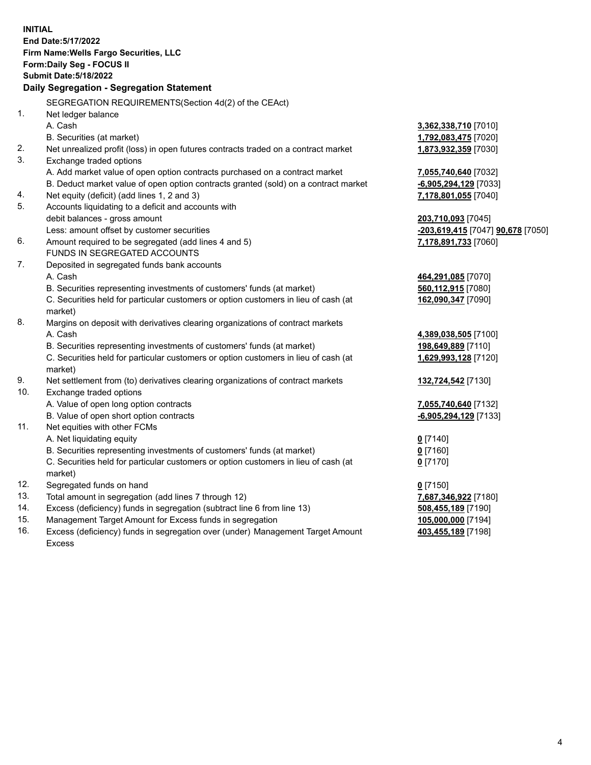**INITIAL**
**End Date:5/17/2022**
**Firm Name:Wells Fargo Securities, LLC**
**Form:Daily Seg - FOCUS II**
**Submit Date:5/18/2022**

**Daily Segregation - Segregation Statement**

SEGREGATION REQUIREMENTS(Section 4d(2) of the CEAct)

| | | |
|---|---|---|
| 1. | Net ledger balance | |
| | A. Cash | **3,362,338,710** [7010] |
| | B. Securities (at market) | **1,792,083,475** [7020] |
| 2. | Net unrealized profit (loss) in open futures contracts traded on a contract market | **1,873,932,359** [7030] |
| 3. | Exchange traded options | |
| | A. Add market value of open option contracts purchased on a contract market | **7,055,740,640** [7032] |
| | B. Deduct market value of open option contracts granted (sold) on a contract market | **-6,905,294,129** [7033] |
| 4. | Net equity (deficit) (add lines 1, 2 and 3) | **7,178,801,055** [7040] |
| 5. | Accounts liquidating to a deficit and accounts with debit balances - gross amount | **203,710,093** [7045] |
| | Less: amount offset by customer securities | **-203,619,415** [7047] **90,678** [7050] |
| 6. | Amount required to be segregated (add lines 4 and 5) | **7,178,891,733** [7060] |
| | FUNDS IN SEGREGATED ACCOUNTS | |
| 7. | Deposited in segregated funds bank accounts | |
| | A. Cash | **464,291,085** [7070] |
| | B. Securities representing investments of customers' funds (at market) | **560,112,915** [7080] |
| | C. Securities held for particular customers or option customers in lieu of cash (at market) | **162,090,347** [7090] |
| 8. | Margins on deposit with derivatives clearing organizations of contract markets | |
| | A. Cash | **4,389,038,505** [7100] |
| | B. Securities representing investments of customers' funds (at market) | **198,649,889** [7110] |
| | C. Securities held for particular customers or option customers in lieu of cash (at market) | **1,629,993,128** [7120] |
| 9. | Net settlement from (to) derivatives clearing organizations of contract markets | **132,724,542** [7130] |
| 10. | Exchange traded options | |
| | A. Value of open long option contracts | **7,055,740,640** [7132] |
| | B. Value of open short option contracts | **-6,905,294,129** [7133] |
| 11. | Net equities with other FCMs | |
| | A. Net liquidating equity | **0** [7140] |
| | B. Securities representing investments of customers' funds (at market) | **0** [7160] |
| | C. Securities held for particular customers or option customers in lieu of cash (at market) | **0** [7170] |
| 12. | Segregated funds on hand | **0** [7150] |
| 13. | Total amount in segregation (add lines 7 through 12) | **7,687,346,922** [7180] |
| 14. | Excess (deficiency) funds in segregation (subtract line 6 from line 13) | **508,455,189** [7190] |
| 15. | Management Target Amount for Excess funds in segregation | **105,000,000** [7194] |
| 16. | Excess (deficiency) funds in segregation over (under) Management Target Amount Excess | **403,455,189** [7198] |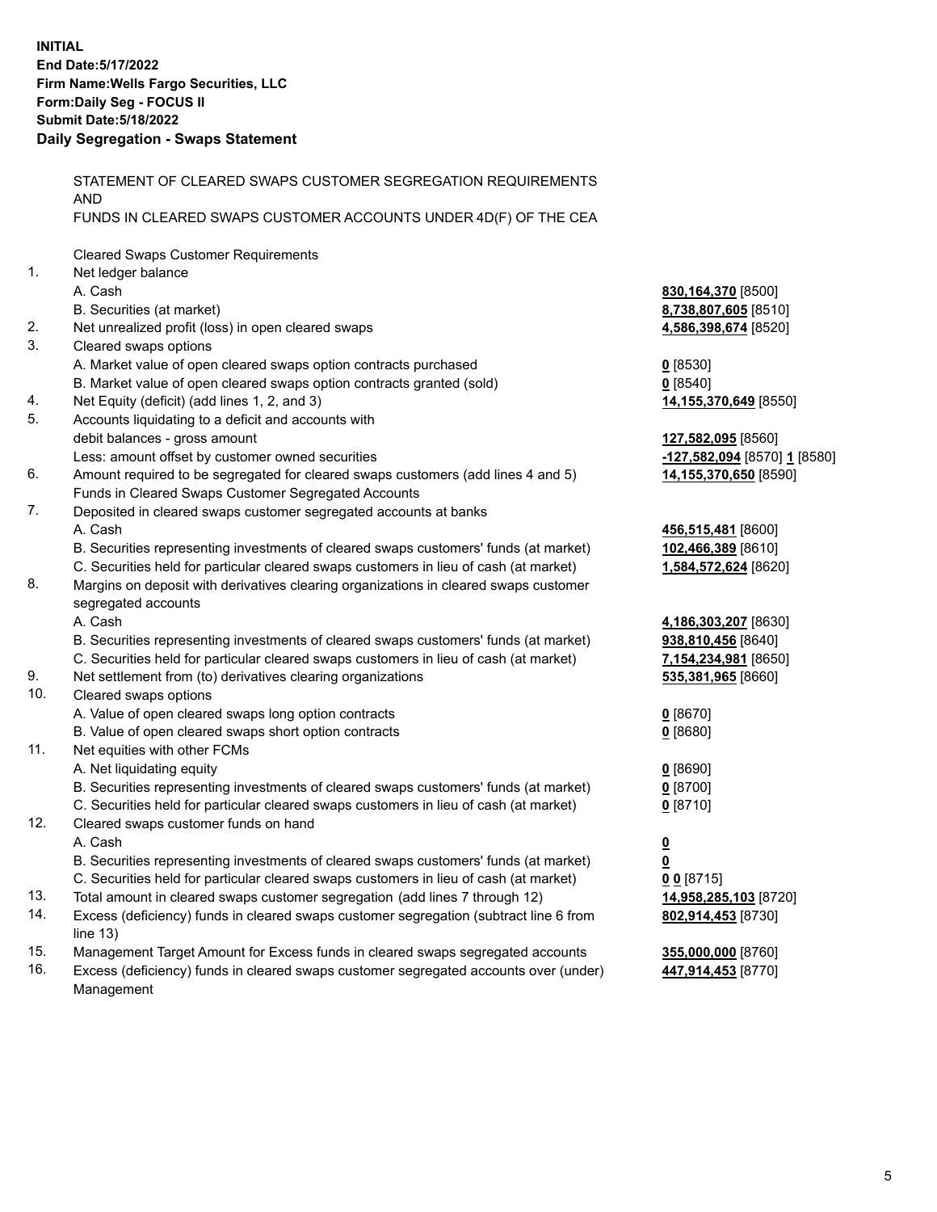**INITIAL**
**End Date:5/17/2022**
**Firm Name:Wells Fargo Securities, LLC**
**Form:Daily Seg - FOCUS II**
**Submit Date:5/18/2022**
**Daily Segregation - Swaps Statement**

STATEMENT OF CLEARED SWAPS CUSTOMER SEGREGATION REQUIREMENTS AND
FUNDS IN CLEARED SWAPS CUSTOMER ACCOUNTS UNDER 4D(F) OF THE CEA

| | | |
|---|---|---|
| | Cleared Swaps Customer Requirements | |
| 1. | Net ledger balance | |
| | A. Cash | **830,164,370** [8500] |
| | B. Securities (at market) | **8,738,807,605** [8510] |
| 2. | Net unrealized profit (loss) in open cleared swaps | **4,586,398,674** [8520] |
| 3. | Cleared swaps options | |
| | A. Market value of open cleared swaps option contracts purchased | **0** [8530] |
| | B. Market value of open cleared swaps option contracts granted (sold) | **0** [8540] |
| 4. | Net Equity (deficit) (add lines 1, 2, and 3) | **14,155,370,649** [8550] |
| 5. | Accounts liquidating to a deficit and accounts with debit balances - gross amount | **127,582,095** [8560] |
| | Less: amount offset by customer owned securities | **-127,582,094** [8570] **1** [8580] |
| 6. | Amount required to be segregated for cleared swaps customers (add lines 4 and 5) | **14,155,370,650** [8590] |
| | Funds in Cleared Swaps Customer Segregated Accounts | |
| 7. | Deposited in cleared swaps customer segregated accounts at banks | |
| | A. Cash | **456,515,481** [8600] |
| | B. Securities representing investments of cleared swaps customers' funds (at market) | **102,466,389** [8610] |
| | C. Securities held for particular cleared swaps customers in lieu of cash (at market) | **1,584,572,624** [8620] |
| 8. | Margins on deposit with derivatives clearing organizations in cleared swaps customer segregated accounts | |
| | A. Cash | **4,186,303,207** [8630] |
| | B. Securities representing investments of cleared swaps customers' funds (at market) | **938,810,456** [8640] |
| | C. Securities held for particular cleared swaps customers in lieu of cash (at market) | **7,154,234,981** [8650] |
| 9. | Net settlement from (to) derivatives clearing organizations | **535,381,965** [8660] |
| 10. | Cleared swaps options | |
| | A. Value of open cleared swaps long option contracts | **0** [8670] |
| | B. Value of open cleared swaps short option contracts | **0** [8680] |
| 11. | Net equities with other FCMs | |
| | A. Net liquidating equity | **0** [8690] |
| | B. Securities representing investments of cleared swaps customers' funds (at market) | **0** [8700] |
| | C. Securities held for particular cleared swaps customers in lieu of cash (at market) | **0** [8710] |
| 12. | Cleared swaps customer funds on hand | |
| | A. Cash | **0** |
| | B. Securities representing investments of cleared swaps customers' funds (at market) | **0** |
| | C. Securities held for particular cleared swaps customers in lieu of cash (at market) | **0** **0** [8715] |
| 13. | Total amount in cleared swaps customer segregation (add lines 7 through 12) | **14,958,285,103** [8720] |
| 14. | Excess (deficiency) funds in cleared swaps customer segregation (subtract line 6 from line 13) | **802,914,453** [8730] |
| 15. | Management Target Amount for Excess funds in cleared swaps segregated accounts | **355,000,000** [8760] |
| 16. | Excess (deficiency) funds in cleared swaps customer segregated accounts over (under) Management | **447,914,453** [8770] |